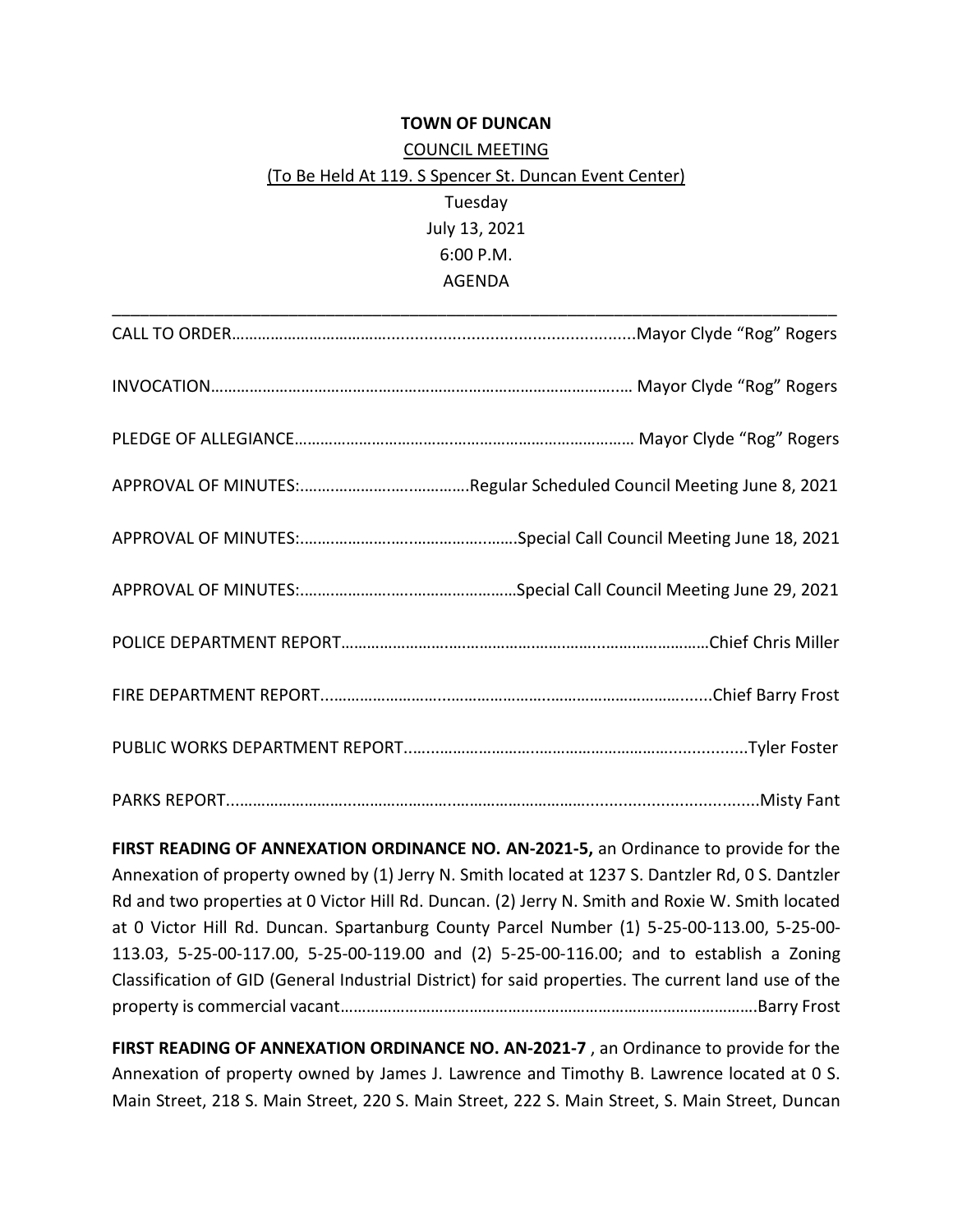**TOWN OF DUNCAN**

COUNCIL MEETING

(To Be Held At 119. S Spencer St. Duncan Event Center)

Tuesday

July 13, 2021

6:00 P.M.

AGENDA

---

CALL TO ORDER……………………………..................................................Mayor Clyde "Rog" Rogers

INVOCATION……………………………………………………………………………….… Mayor Clyde "Rog" Rogers

PLEDGE OF ALLEGIANCE…………………………………………………………………… Mayor Clyde "Rog" Rogers

APPROVAL OF MINUTES:……………………….…………Regular Scheduled Council Meeting June 8, 2021

APPROVAL OF MINUTES:……………………….………………..Special Call Council Meeting June 18, 2021

APPROVAL OF MINUTES:……………………….……………………Special Call Council Meeting June 29, 2021

POLICE DEPARTMENT REPORT…………………………………………………...……………………Chief Chris Miller

FIRE DEPARTMENT REPORT..........................................................................................Chief Barry Frost

PUBLIC WORKS DEPARTMENT REPORT…..........................................................................Tyler Foster

PARKS REPORT..................................................................................................................Misty Fant

**FIRST READING OF ANNEXATION ORDINANCE NO. AN-2021-5,** an Ordinance to provide for the Annexation of property owned by (1) Jerry N. Smith located at 1237 S. Dantzler Rd, 0 S. Dantzler Rd and two properties at 0 Victor Hill Rd. Duncan. (2) Jerry N. Smith and Roxie W. Smith located at 0 Victor Hill Rd. Duncan. Spartanburg County Parcel Number (1) 5-25-00-113.00, 5-25-00-113.03, 5-25-00-117.00, 5-25-00-119.00 and (2) 5-25-00-116.00; and to establish a Zoning Classification of GID (General Industrial District) for said properties. The current land use of the property is commercial vacant…………………………………………………………………………………….Barry Frost

**FIRST READING OF ANNEXATION ORDINANCE NO. AN-2021-7** , an Ordinance to provide for the Annexation of property owned by James J. Lawrence and Timothy B. Lawrence located at 0 S. Main Street, 218 S. Main Street, 220 S. Main Street, 222 S. Main Street, S. Main Street, Duncan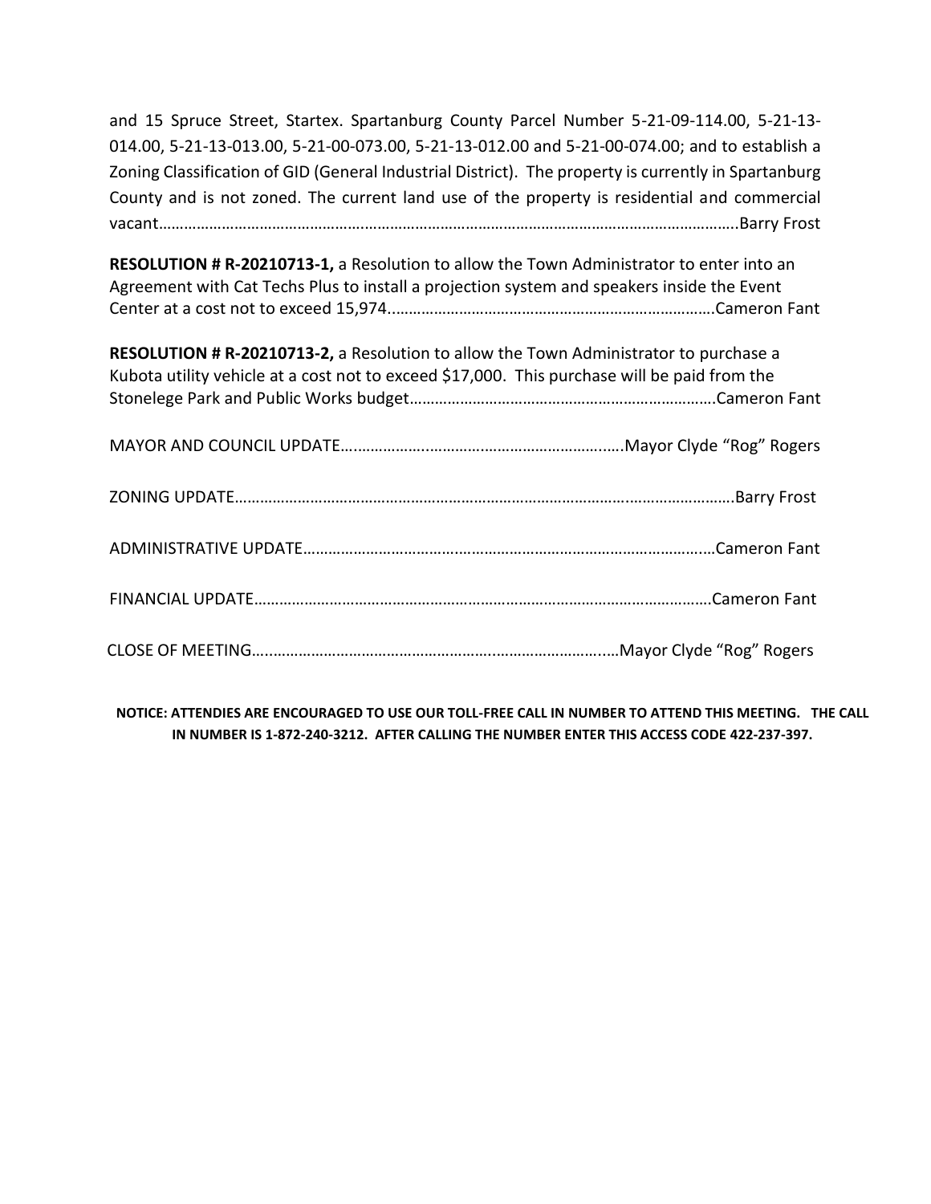and 15 Spruce Street, Startex. Spartanburg County Parcel Number 5-21-09-114.00, 5-21-13-014.00, 5-21-13-013.00, 5-21-00-073.00, 5-21-13-012.00 and 5-21-00-074.00; and to establish a Zoning Classification of GID (General Industrial District). The property is currently in Spartanburg County and is not zoned. The current land use of the property is residential and commercial vacant……………………………………………………………………………………………………………….Barry Frost

**RESOLUTION # R-20210713-1,** a Resolution to allow the Town Administrator to enter into an Agreement with Cat Techs Plus to install a projection system and speakers inside the Event Center at a cost not to exceed 15,974……………………………………………………………………Cameron Fant

**RESOLUTION # R-20210713-2,** a Resolution to allow the Town Administrator to purchase a Kubota utility vehicle at a cost not to exceed $17,000. This purchase will be paid from the Stonelege Park and Public Works budget……………………………………………………………….Cameron Fant

MAYOR AND COUNCIL UPDATE…………………………………………………………….Mayor Clyde "Rog" Rogers

ZONING UPDATE………………………………………………………………………………………………………Barry Frost

ADMINISTRATIVE UPDATE……………………………………………………………………………………Cameron Fant

FINANCIAL UPDATE…………………………………………………………………………………………………Cameron Fant

CLOSE OF MEETING………………………………………………………………………………Mayor Clyde "Rog" Rogers

**NOTICE: ATTENDIES ARE ENCOURAGED TO USE OUR TOLL-FREE CALL IN NUMBER TO ATTEND THIS MEETING. THE CALL IN NUMBER IS 1-872-240-3212. AFTER CALLING THE NUMBER ENTER THIS ACCESS CODE 422-237-397.**